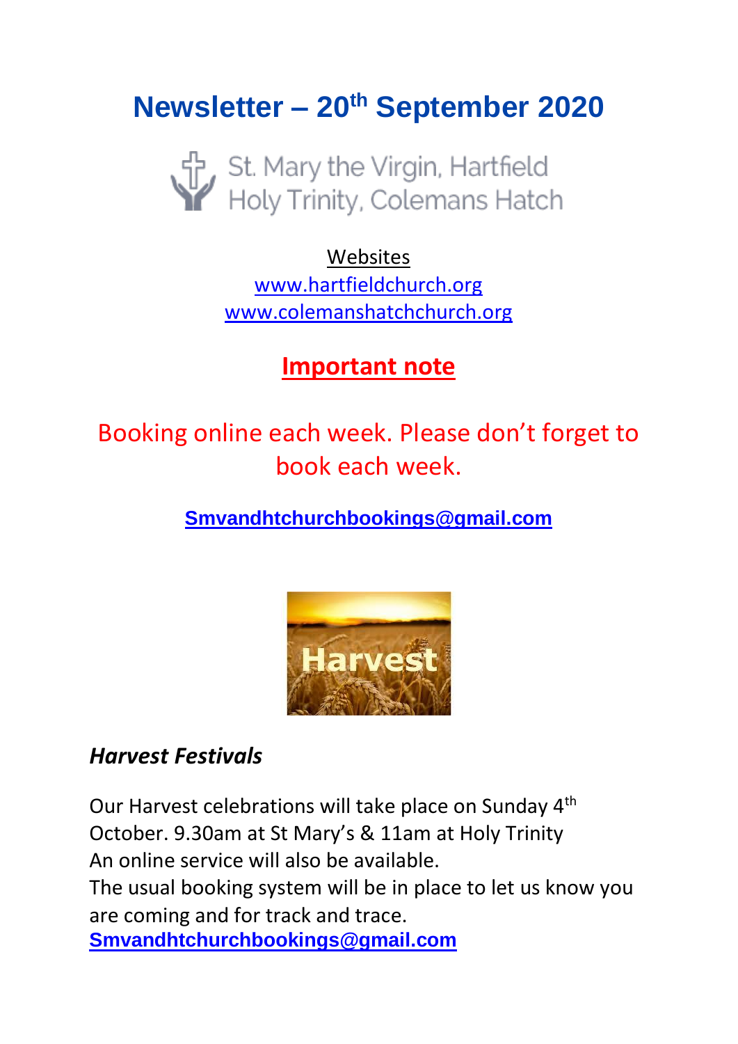# Newsletter – 20th September 2020

St. Mary the Virgin, Hartfield
Holy Trinity, Colemans Hatch

Websites
www.hartfieldchurch.org
www.colemanshatchchurch.org

## Important note

Booking online each week. Please don't forget to book each week.

**Smvandhtchurchbookings@gmail.com**

***Harvest Festivals***

Our Harvest celebrations will take place on Sunday 4th October. 9.30am at St Mary's & 11am at Holy Trinity
An online service will also be available.
The usual booking system will be in place to let us know you are coming and for track and trace.
**Smvandhtchurchbookings@gmail.com**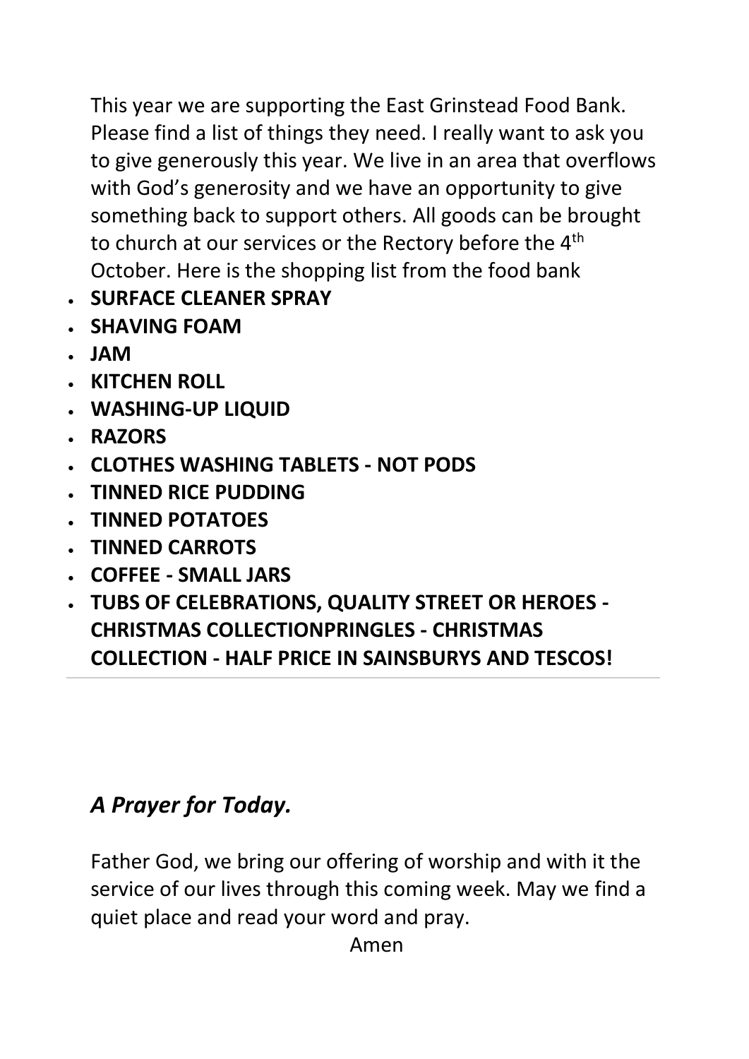This year we are supporting the East Grinstead Food Bank. Please find a list of things they need. I really want to ask you to give generously this year. We live in an area that overflows with God's generosity and we have an opportunity to give something back to support others. All goods can be brought to church at our services or the Rectory before the 4th October. Here is the shopping list from the food bank

- **SURFACE CLEANER SPRAY**
- **SHAVING FOAM**
- **JAM**
- **KITCHEN ROLL**
- **WASHING-UP LIQUID**
- **RAZORS**
- **CLOTHES WASHING TABLETS - NOT PODS**
- **TINNED RICE PUDDING**
- **TINNED POTATOES**
- **TINNED CARROTS**
- **COFFEE - SMALL JARS**
- **TUBS OF CELEBRATIONS, QUALITY STREET OR HEROES - CHRISTMAS COLLECTIONPRINGLES - CHRISTMAS COLLECTION - HALF PRICE IN SAINSBURYS AND TESCOS!**

---

## *A Prayer for Today.*

Father God, we bring our offering of worship and with it the service of our lives through this coming week. May we find a quiet place and read your word and pray.

Amen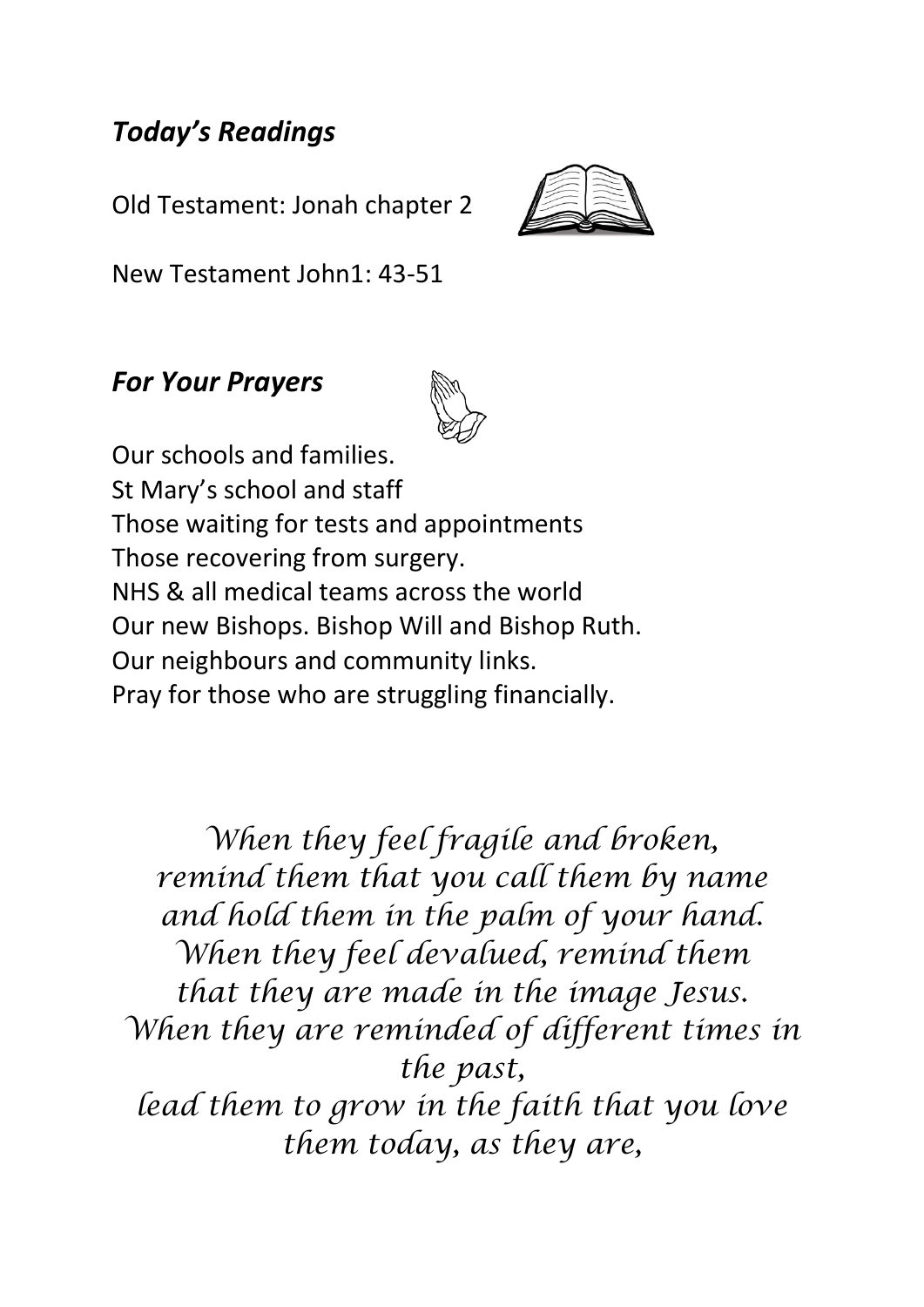### *Today's Readings*

Old Testament: Jonah chapter 2

New Testament John1: 43-51

### *For Your Prayers*

Our schools and families.
St Mary's school and staff
Those waiting for tests and appointments
Those recovering from surgery.
NHS & all medical teams across the world
Our new Bishops. Bishop Will and Bishop Ruth.
Our neighbours and community links.
Pray for those who are struggling financially.

*When they feel fragile and broken,*
*remind them that you call them by name*
*and hold them in the palm of your hand.*
*When they feel devalued, remind them*
*that they are made in the image Jesus.*
*When they are reminded of different times in the past,*
*lead them to grow in the faith that you love them today, as they are,*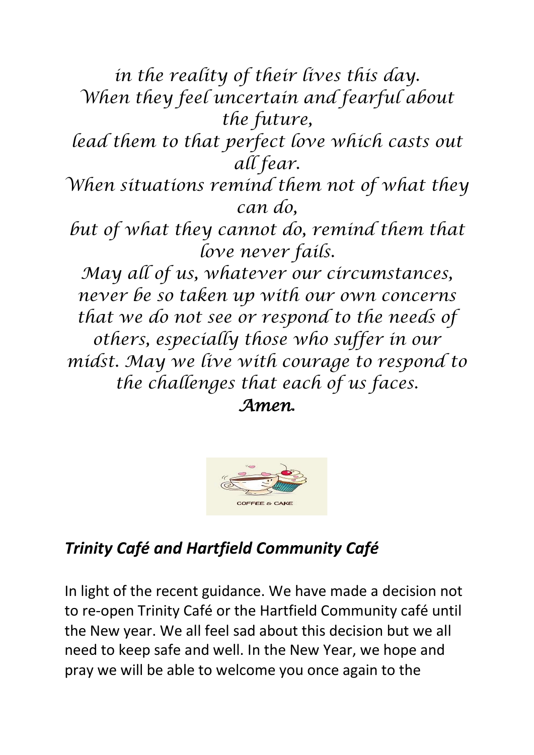*in the reality of their lives this day.*
*When they feel uncertain and fearful about the future,*
*lead them to that perfect love which casts out all fear.*
*When situations remind them not of what they can do,*
*but of what they cannot do, remind them that love never fails.*
*May all of us, whatever our circumstances, never be so taken up with our own concerns that we do not see or respond to the needs of others, especially those who suffer in our midst. May we live with courage to respond to the challenges that each of us faces.*
***Amen.***

## *Trinity Café and Hartfield Community Café*

In light of the recent guidance. We have made a decision not to re-open Trinity Café or the Hartfield Community café until the New year. We all feel sad about this decision but we all need to keep safe and well. In the New Year, we hope and pray we will be able to welcome you once again to the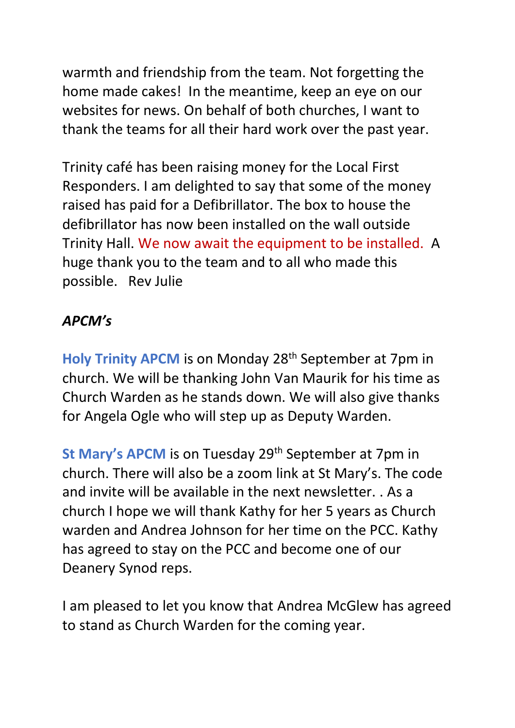warmth and friendship from the team. Not forgetting the home made cakes!  In the meantime, keep an eye on our websites for news. On behalf of both churches, I want to thank the teams for all their hard work over the past year.

Trinity café has been raising money for the Local First Responders. I am delighted to say that some of the money raised has paid for a Defibrillator. The box to house the defibrillator has now been installed on the wall outside Trinity Hall. We now await the equipment to be installed.  A huge thank you to the team and to all who made this possible.   Rev Julie

***APCM's***

**Holy Trinity APCM** is on Monday 28th September at 7pm in church. We will be thanking John Van Maurik for his time as Church Warden as he stands down. We will also give thanks for Angela Ogle who will step up as Deputy Warden.

**St Mary's APCM** is on Tuesday 29th September at 7pm in church. There will also be a zoom link at St Mary's. The code and invite will be available in the next newsletter. . As a church I hope we will thank Kathy for her 5 years as Church warden and Andrea Johnson for her time on the PCC. Kathy has agreed to stay on the PCC and become one of our Deanery Synod reps.

I am pleased to let you know that Andrea McGlew has agreed to stand as Church Warden for the coming year.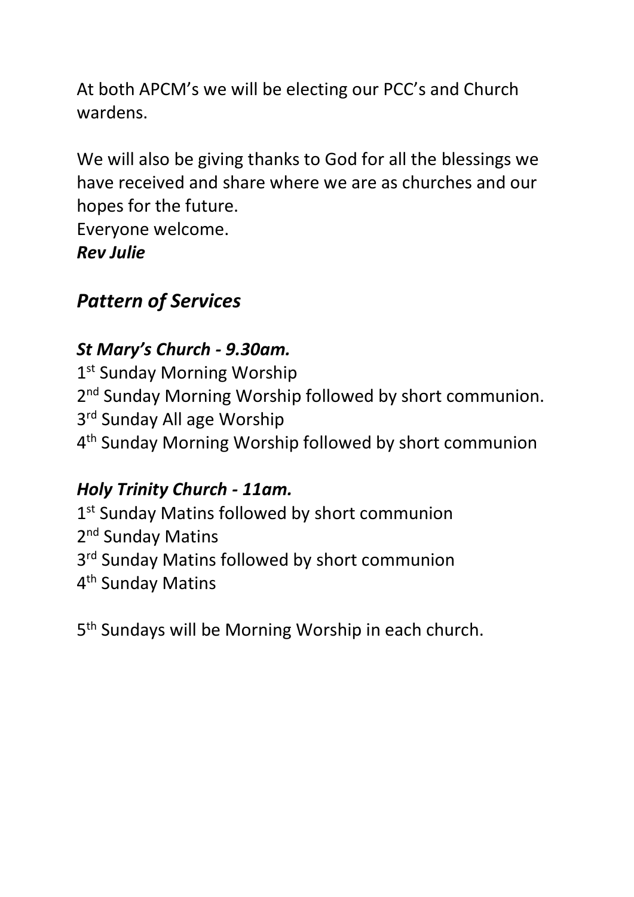At both APCM's we will be electing our PCC's and Church wardens.

We will also be giving thanks to God for all the blessings we have received and share where we are as churches and our hopes for the future.
Everyone welcome.
***Rev Julie***

## *Pattern of Services*

### *St Mary's Church - 9.30am.*

1st Sunday Morning Worship
2nd Sunday Morning Worship followed by short communion.
3rd Sunday All age Worship
4th Sunday Morning Worship followed by short communion

### *Holy Trinity Church - 11am.*

1st Sunday Matins followed by short communion
2nd Sunday Matins
3rd Sunday Matins followed by short communion
4th Sunday Matins

5th Sundays will be Morning Worship in each church.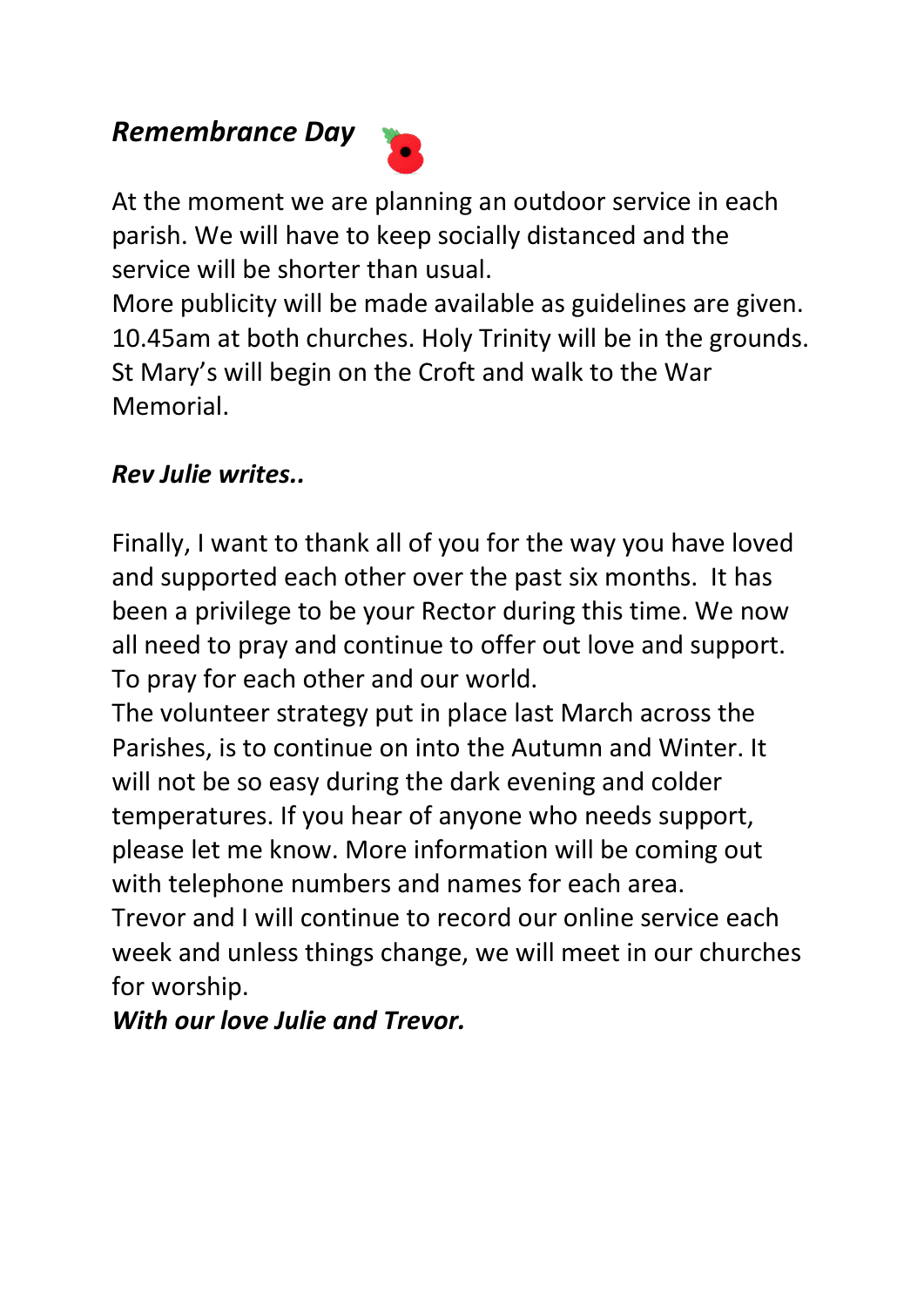## *Remembrance Day*

At the moment we are planning an outdoor service in each parish. We will have to keep socially distanced and the service will be shorter than usual.
More publicity will be made available as guidelines are given.
10.45am at both churches. Holy Trinity will be in the grounds. St Mary's will begin on the Croft and walk to the War Memorial.

## *Rev Julie writes..*

Finally, I want to thank all of you for the way you have loved and supported each other over the past six months. It has been a privilege to be your Rector during this time. We now all need to pray and continue to offer out love and support. To pray for each other and our world.
The volunteer strategy put in place last March across the Parishes, is to continue on into the Autumn and Winter. It will not be so easy during the dark evening and colder temperatures. If you hear of anyone who needs support, please let me know. More information will be coming out with telephone numbers and names for each area.
Trevor and I will continue to record our online service each week and unless things change, we will meet in our churches for worship.
***With our love Julie and Trevor.***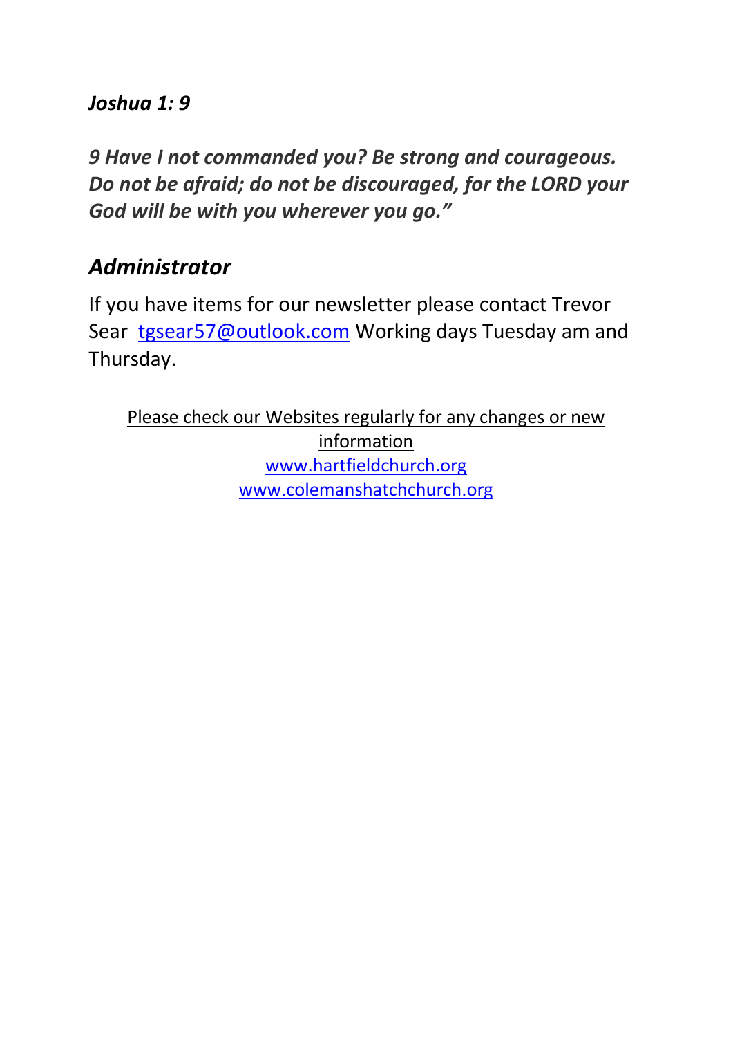***Joshua 1: 9***

***9 Have I not commanded you? Be strong and courageous. Do not be afraid; do not be discouraged, for the LORD your God will be with you wherever you go."***

## *Administrator*

If you have items for our newsletter please contact Trevor Sear [tgsear57@outlook.com](mailto:tgsear57@outlook.com) Working days Tuesday am and Thursday.

Please check our Websites regularly for any changes or new information

[www.hartfieldchurch.org](http://www.hartfieldchurch.org)

[www.colemanshatchchurch.org](http://www.colemanshatchchurch.org)